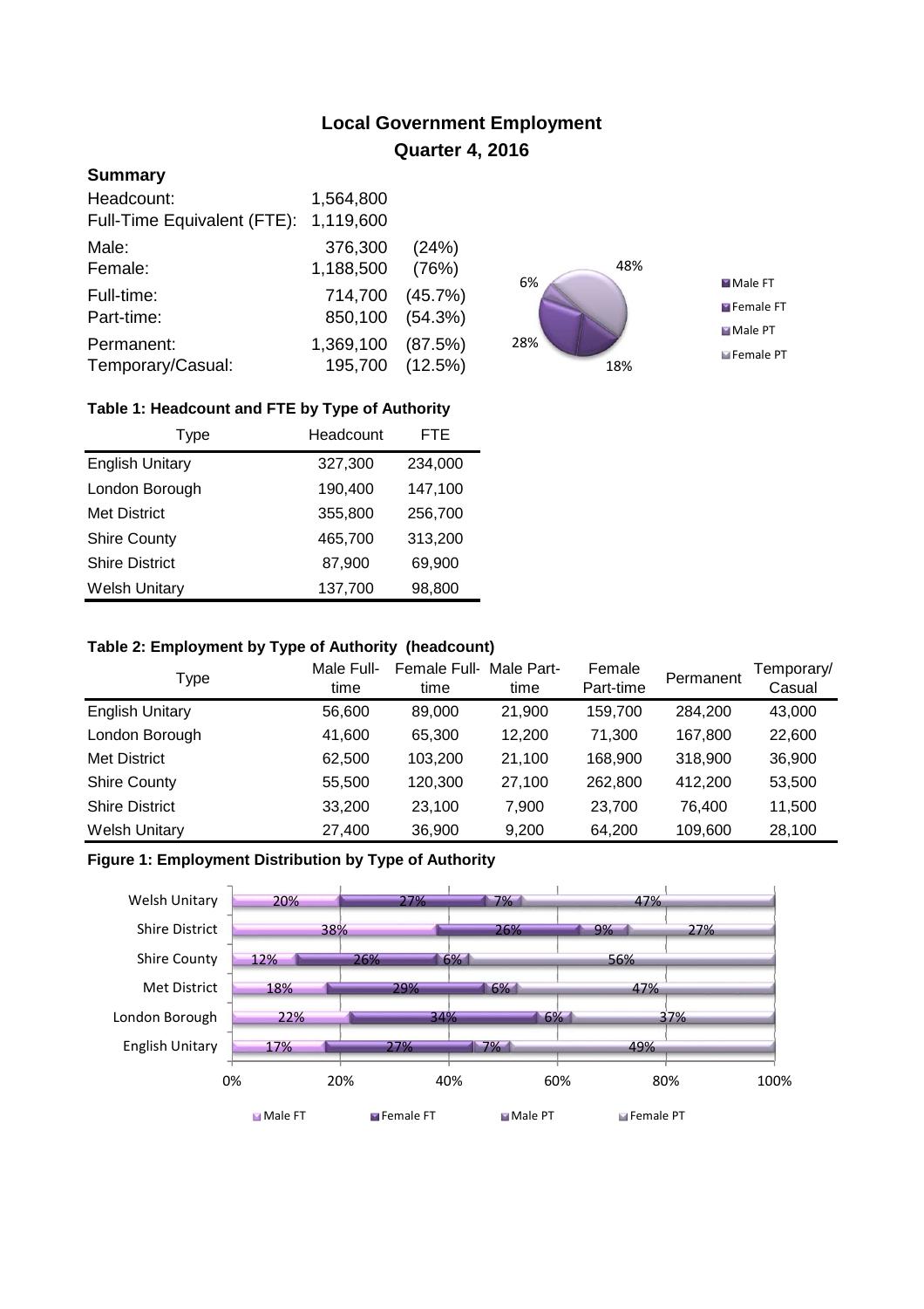# Local Government Employment
## Quarter 4, 2016

### Summary

| | | |
|---|---|---|
| Headcount: | 1,564,800 | |
| Full-Time Equivalent (FTE): | 1,119,600 | |
| Male: | 376,300 | (24%) |
| Female: | 1,188,500 | (76%) |
| Full-time: | 714,700 | (45.7%) |
| Part-time: | 850,100 | (54.3%) |
| Permanent: | 1,369,100 | (87.5%) |
| Temporary/Casual: | 195,700 | (12.5%) |

**Table 1: Headcount and FTE by Type of Authority**

| Type | Headcount | FTE |
|---|---|---|
| English Unitary | 327,300 | 234,000 |
| London Borough | 190,400 | 147,100 |
| Met District | 355,800 | 256,700 |
| Shire County | 465,700 | 313,200 |
| Shire District | 87,900 | 69,900 |
| Welsh Unitary | 137,700 | 98,800 |

**Table 2: Employment by Type of Authority (headcount)**

| Type | Male Full-time | Female Full-time | Male Part-time | Female Part-time | Permanent | Temporary/ Casual |
|---|---|---|---|---|---|---|
| English Unitary | 56,600 | 89,000 | 21,900 | 159,700 | 284,200 | 43,000 |
| London Borough | 41,600 | 65,300 | 12,200 | 71,300 | 167,800 | 22,600 |
| Met District | 62,500 | 103,200 | 21,100 | 168,900 | 318,900 | 36,900 |
| Shire County | 55,500 | 120,300 | 27,100 | 262,800 | 412,200 | 53,500 |
| Shire District | 33,200 | 23,100 | 7,900 | 23,700 | 76,400 | 11,500 |
| Welsh Unitary | 27,400 | 36,900 | 9,200 | 64,200 | 109,600 | 28,100 |

**Figure 1: Employment Distribution by Type of Authority**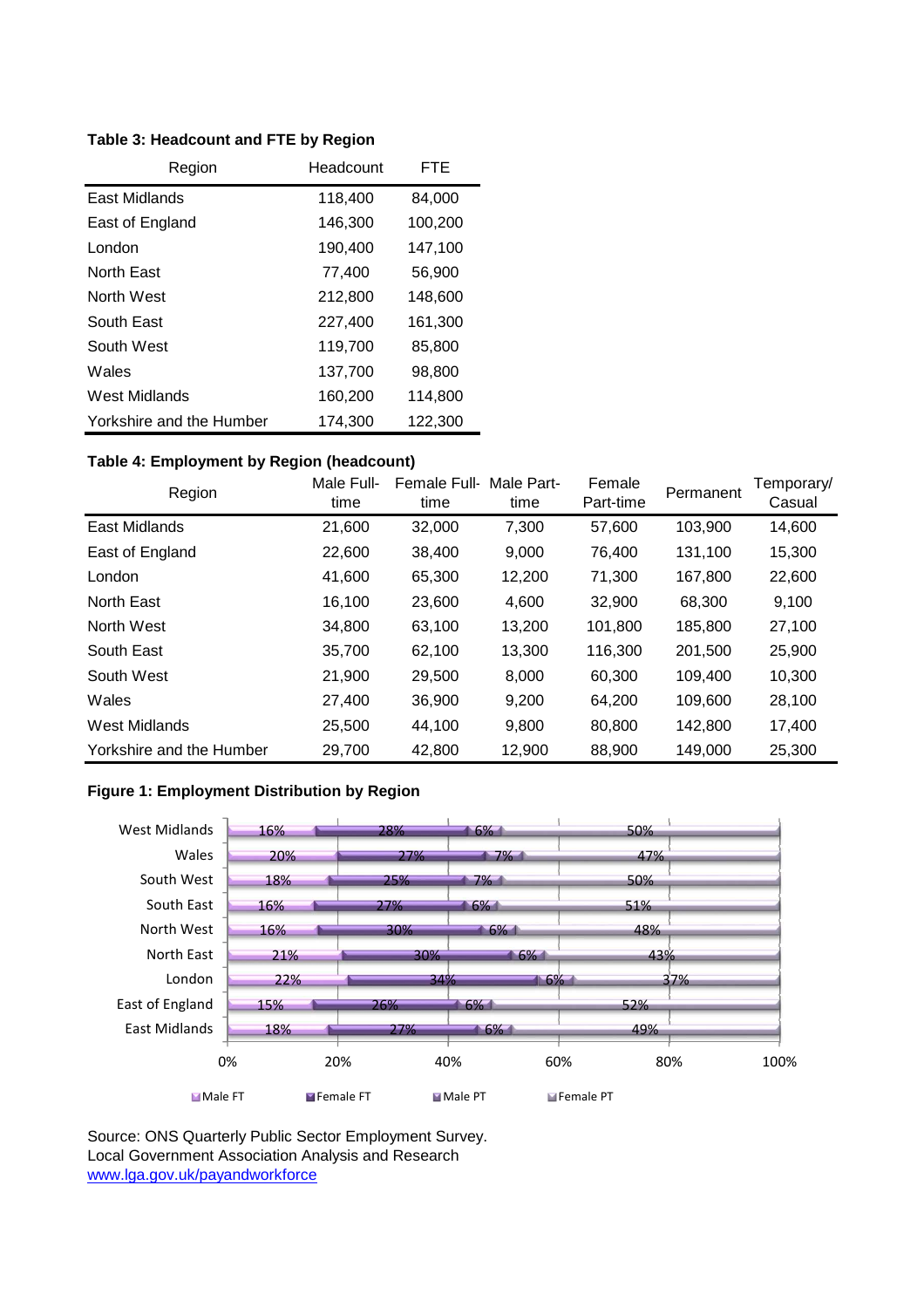**Table 3: Headcount and FTE by Region**

| Region | Headcount | FTE |
|---|---|---|
| East Midlands | 118,400 | 84,000 |
| East of England | 146,300 | 100,200 |
| London | 190,400 | 147,100 |
| North East | 77,400 | 56,900 |
| North West | 212,800 | 148,600 |
| South East | 227,400 | 161,300 |
| South West | 119,700 | 85,800 |
| Wales | 137,700 | 98,800 |
| West Midlands | 160,200 | 114,800 |
| Yorkshire and the Humber | 174,300 | 122,300 |

**Table 4: Employment by Region (headcount)**

| Region | Male Full-time | Female Full-time | Male Part-time | Female Part-time | Permanent | Temporary/ Casual |
|---|---|---|---|---|---|---|
| East Midlands | 21,600 | 32,000 | 7,300 | 57,600 | 103,900 | 14,600 |
| East of England | 22,600 | 38,400 | 9,000 | 76,400 | 131,100 | 15,300 |
| London | 41,600 | 65,300 | 12,200 | 71,300 | 167,800 | 22,600 |
| North East | 16,100 | 23,600 | 4,600 | 32,900 | 68,300 | 9,100 |
| North West | 34,800 | 63,100 | 13,200 | 101,800 | 185,800 | 27,100 |
| South East | 35,700 | 62,100 | 13,300 | 116,300 | 201,500 | 25,900 |
| South West | 21,900 | 29,500 | 8,000 | 60,300 | 109,400 | 10,300 |
| Wales | 27,400 | 36,900 | 9,200 | 64,200 | 109,600 | 28,100 |
| West Midlands | 25,500 | 44,100 | 9,800 | 80,800 | 142,800 | 17,400 |
| Yorkshire and the Humber | 29,700 | 42,800 | 12,900 | 88,900 | 149,000 | 25,300 |

**Figure 1: Employment Distribution by Region**

West Midlands 16% 28% 6% 50%

Wales 20% 27% 7% 47%

South West 18% 25% 7% 50%

South East 16% 27% 6% 51%

North West 16% 30% 6% 48%

North East 21% 30% 6% 43%

London 22% 34% 6% 37%

East of England 15% 26% 6% 52%

East Midlands 18% 27% 6% 49%

0% 20% 40% 60% 80% 100%

Male FT Female FT Male PT Female PT

Source: ONS Quarterly Public Sector Employment Survey.
Local Government Association Analysis and Research
www.lga.gov.uk/payandworkforce